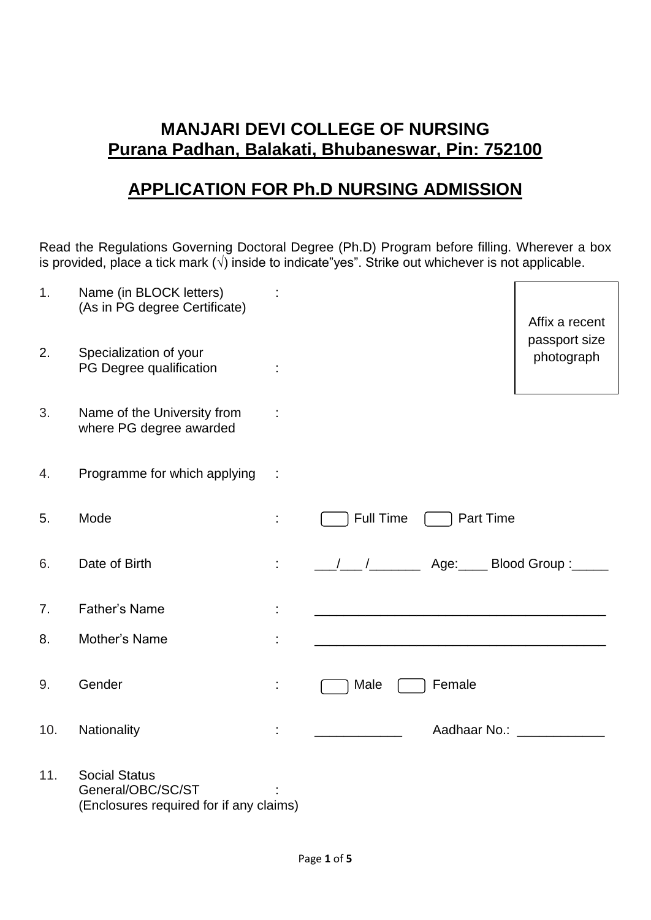# MANJARI DEVI COLLEGE OF NURSING

## Purana Padhan, Balakati, Bhubaneswar, Pin: 752100

## APPLICATION FOR Ph.D NURSING ADMISSION

Read the Regulations Governing Doctoral Degree (Ph.D) Program before filling. Wherever a box is provided, place a tick mark (√) inside to indicate"yes". Strike out whichever is not applicable.

Affix a recent passport size photograph

1. Name (in BLOCK letters) (As in PG degree Certificate) :

2. Specialization of your PG Degree qualification :

3. Name of the University from where PG degree awarded :

4. Programme for which applying :

5. Mode : ☐ Full Time ☐ Part Time

6. Date of Birth : \_\_\_/\_\_\_ /\_\_\_\_\_\_\_ Age:\_\_\_\_ Blood Group :\_\_\_\_\_

7. Father's Name : \_\_\_\_\_\_\_\_\_\_\_\_\_\_\_\_\_\_\_\_\_\_\_\_\_\_\_\_\_\_\_\_\_\_\_\_\_\_\_

8. Mother's Name : \_\_\_\_\_\_\_\_\_\_\_\_\_\_\_\_\_\_\_\_\_\_\_\_\_\_\_\_\_\_\_\_\_\_\_\_\_\_\_

9. Gender : ☐ Male ☐ Female

10. Nationality : \_\_\_\_\_\_\_\_\_\_\_\_ Aadhaar No.: \_\_\_\_\_\_\_\_\_\_\_\_

11. Social Status General/OBC/SC/ST : (Enclosures required for if any claims)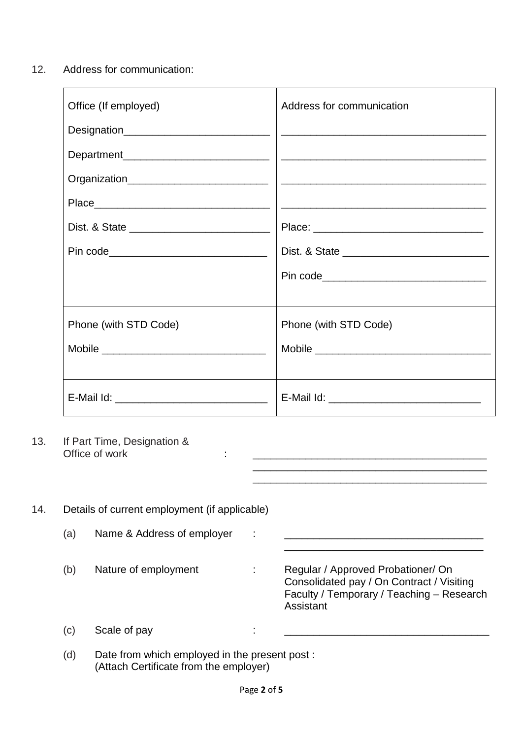12. Address for communication:

| Office (If employed) | Address for communication |
| --- | --- |
| Designation________________________ | ___________________________________ |
| Department________________________ | ___________________________________ |
| Organization_______________________ | ___________________________________ |
| Place_____________________________ | ___________________________________ |
| Dist. & State _______________________ | Place: _____________________________ |
| Pin code__________________________ | Dist. & State ________________________ |
| | Pin code___________________________ |
| Phone (with STD Code) | Phone (with STD Code) |
| Mobile ___________________________ | Mobile ______________________________ |
| E-Mail Id: _________________________ | E-Mail Id: _________________________ |

13. If Part Time, Designation & Office of work : ________________________________________
________________________________________
________________________________________

14. Details of current employment (if applicable)

(a) Name & Address of employer : __________________________________
__________________________________

(b) Nature of employment : Regular / Approved Probationer/ On Consolidated pay / On Contract / Visiting Faculty / Temporary / Teaching – Research Assistant

(c) Scale of pay : ___________________________________

(d) Date from which employed in the present post :
(Attach Certificate from the employer)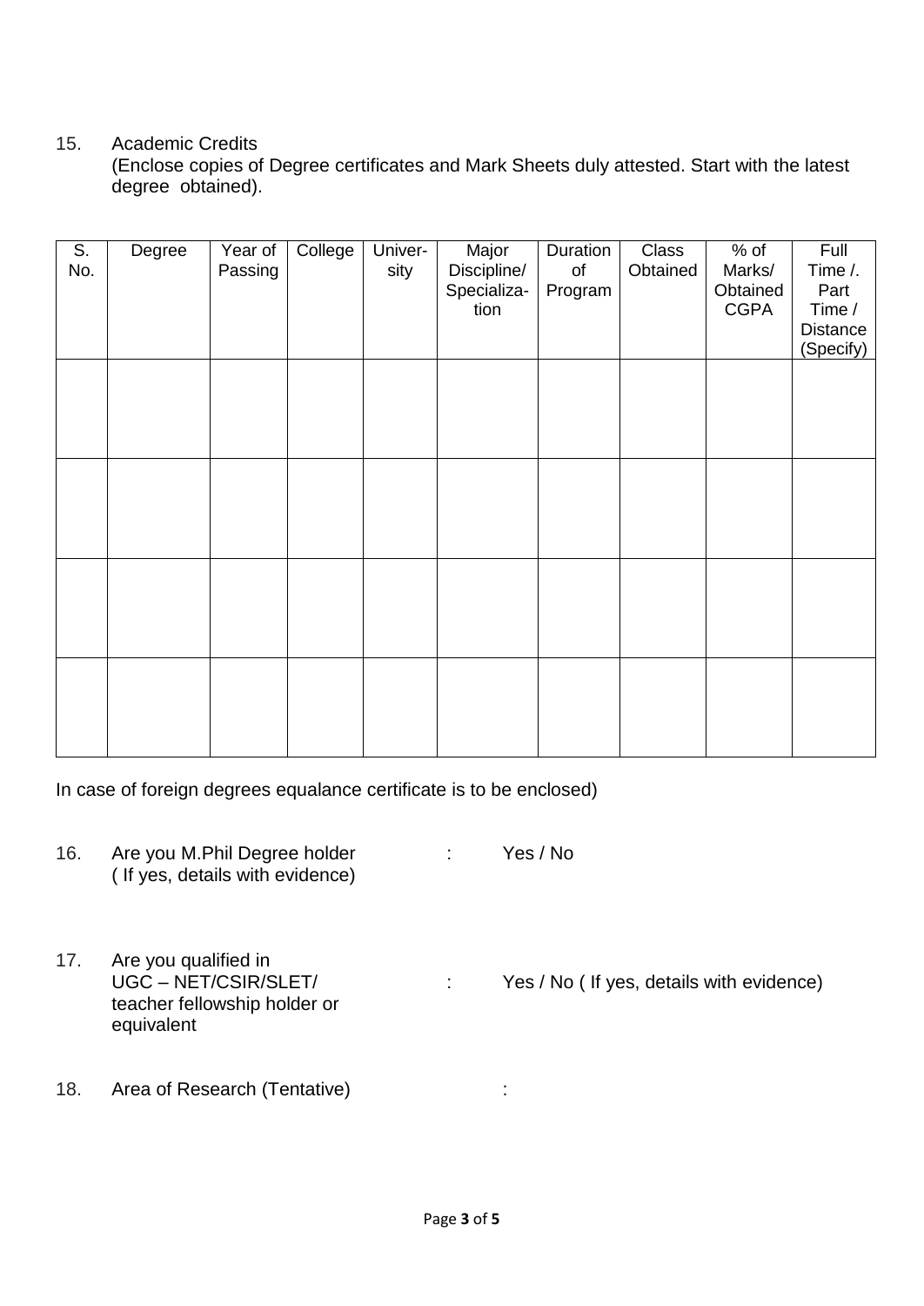15. Academic Credits
(Enclose copies of Degree certificates and Mark Sheets duly attested. Start with the latest degree obtained).

| S. No. | Degree | Year of Passing | College | Univer-sity | Major Discipline/ Specialization | Duration of Program | Class Obtained | % of Marks/ Obtained CGPA | Full Time /. Part Time / Distance (Specify) |
|---|---|---|---|---|---|---|---|---|---|
| | | | | | | | | | |
| | | | | | | | | | |
| | | | | | | | | | |
| | | | | | | | | | |

In case of foreign degrees equalance certificate is to be enclosed)

16. Are you M.Phil Degree holder ( If yes, details with evidence) : Yes / No

17. Are you qualified in UGC – NET/CSIR/SLET/ teacher fellowship holder or equivalent : Yes / No ( If yes, details with evidence)

18. Area of Research (Tentative) :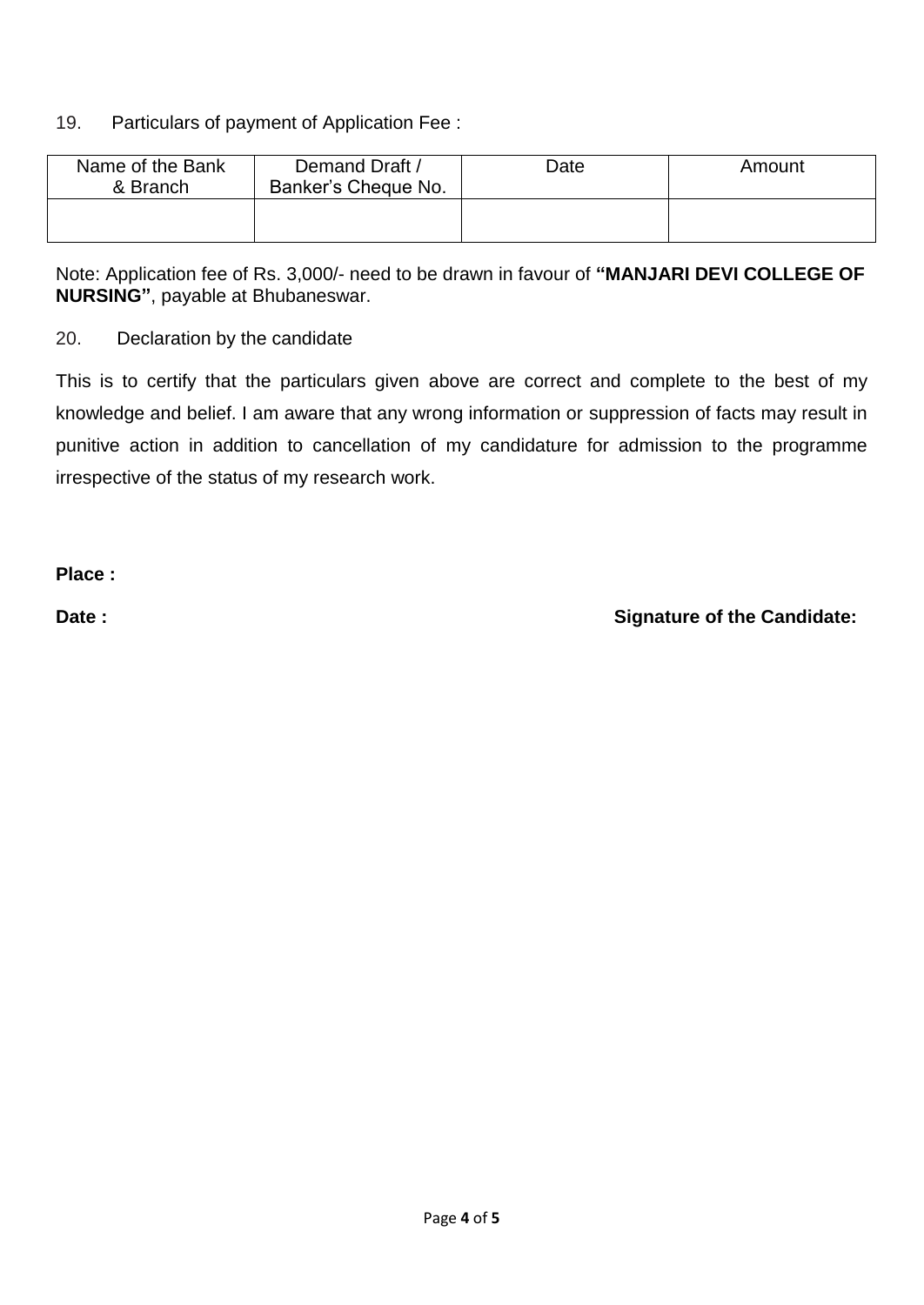19. Particulars of payment of Application Fee :

| Name of the Bank & Branch | Demand Draft / Banker's Cheque No. | Date | Amount |
| --- | --- | --- | --- |
| | | | |

Note: Application fee of Rs. 3,000/- need to be drawn in favour of **"MANJARI DEVI COLLEGE OF NURSING"**, payable at Bhubaneswar.

20. Declaration by the candidate

This is to certify that the particulars given above are correct and complete to the best of my knowledge and belief. I am aware that any wrong information or suppression of facts may result in punitive action in addition to cancellation of my candidature for admission to the programme irrespective of the status of my research work.

**Place :**

**Date :** **Signature of the Candidate:**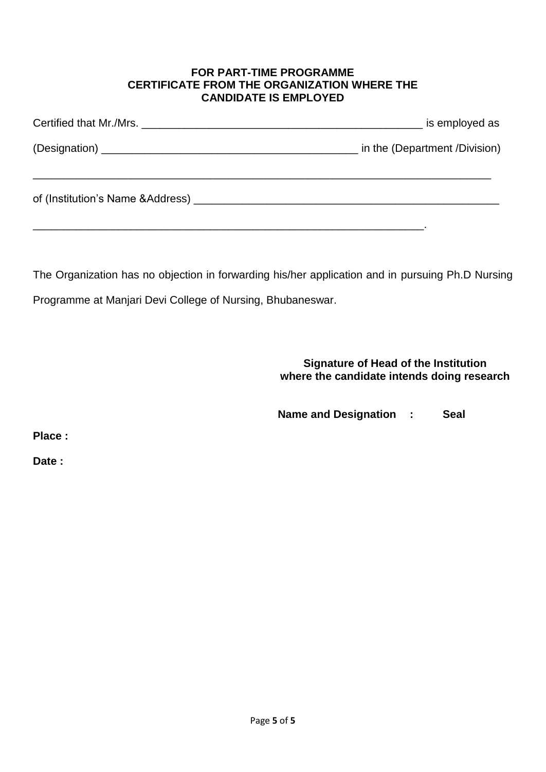**FOR PART-TIME PROGRAMME**
**CERTIFICATE FROM THE ORGANIZATION WHERE THE CANDIDATE IS EMPLOYED**

Certified that Mr./Mrs. _______________________________________________ is employed as

(Designation) ___________________________________________ in the (Department /Division)

_____________________________________________________________________________

of (Institution's Name &Address) ___________________________________________________

_________________________________________________________________.

The Organization has no objection in forwarding his/her application and in pursuing Ph.D Nursing Programme at Manjari Devi College of Nursing, Bhubaneswar.

**Signature of Head of the Institution where the candidate intends doing research**

**Name and Designation : Seal**

**Place :**

**Date :**